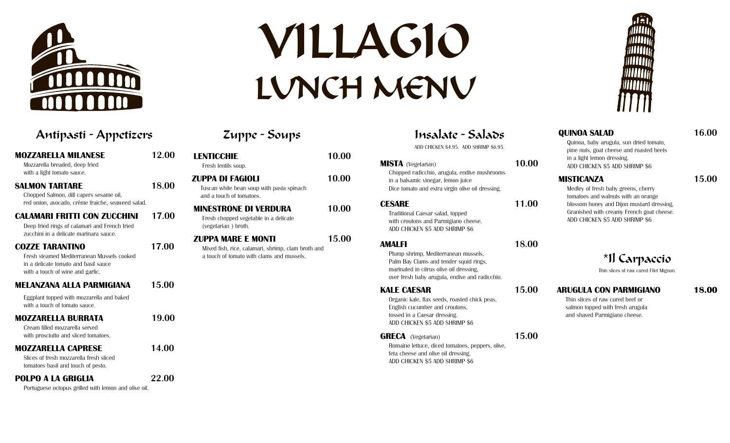# VILLAGIO LUNCH MENU

## Antipasti - Appetizers

**MOZZARELLA MILANESE** 12.00
Mozzarella breaded, deep fried with a light tomato sauce.

**SALMON TARTARE** 18.00
Chopped Salmon, dill capers sesame oil, red onion, avocado, crème fraiche, seaweed salad.

**CALAMARI FRITTI CON ZUCCHINI** 17.00
Deep fried rings of calamari and French fried zucchini in a delicate marinara sauce.

**COZZE TARANTINO** 17.00
Fresh steamed Mediterranean Mussels cooked in a delicate tomato and basil sauce with a touch of wine and garlic.

**MELANZANA ALLA PARMIGIANA** 15.00
Eggplant topped with mozzarella and baked with a touch of tomato sauce.

**MOZZARELLA BURRATA** 19.00
Cream filled mozzarella served with prosciutto and sliced tomatoes.

**MOZZARELLA CAPRESE** 14.00
Slices of fresh mozzarella fresh sliced tomatoes basil and touch of pesto.

**POLPO A LA GRIGLIA** 22.00
Portuguese octopus grilled with lemon and olive oil.

## Zuppe - Soups

**LENTICCHIE** 10.00
Fresh lentils soup.

**ZUPPA DI FAGIOLI** 10.00
Tuscan white bean soup with pasta spinach and a touch of tomatoes.

**MINESTRONE DI VERDURA** 10.00
Fresh chopped vegetable in a delicate (vegetarian ) broth.

**ZUPPA MARE E MONTI** 15.00
Mixed fish, rice, calamari, shrimp, clam broth and a touch of tomato with clams and mussels.

## Insalate - Salads

ADD CHICKEN $4.95. ADD SHRIMP $6.95.

**MISTA** (Vegetarian) 10.00
Chopped radicchio, arugula, endive mushrooms in a balsamic vinegar, lemon juice Dice tomato and extra virgin olive oil dressing.

**CESARE** 11.00
Traditional Caesar salad, topped with croutons and Parmigiano cheese.
ADD CHICKEN $5 ADD SHRIMP $6

**AMALFI** 18.00
Plump shrimp, Mediterranean mussels, Palm Bay Clams and tender squid rings, marinated in citrus olive oil dressing, over fresh baby arugula, endive and radicchio.

**KALE CAESAR** 15.00
Organic kale, flax seeds, roasted chick peas, English cucumber and croutons, tossed in a Caesar dressing.
ADD CHICKEN $5 ADD SHRIMP $6

**GRECA** (Vegetarian) 15.00
Romaine lettuce, diced tomatoes, peppers, olive, feta cheese and olive oil dressing.
ADD CHICKEN $5 ADD SHRIMP $6

**QUINOA SALAD** 16.00
Quinoa, baby arugula, sun dried tomato, pine nuts, goat cheese and roasted beets in a light lemon dressing.
ADD CHICKEN $5 ADD SHRIMP $6

**MISTICANZA** 15.00
Medley of fresh baby greens, cherry tomatoes and walnuts with an orange blossom honey and Dijon mustard dressing, Granished with creamy French goat cheese.
ADD CHICKEN $5 ADD SHRIMP $6

## *Il Carpaccio

Thin slices of raw cured Filet Mignon.

**ARUGULA CON PARMIGIANO** 18.00
Thin slices of raw cured beef or salmon topped with fresh arugula and shaved Parmigiano cheese.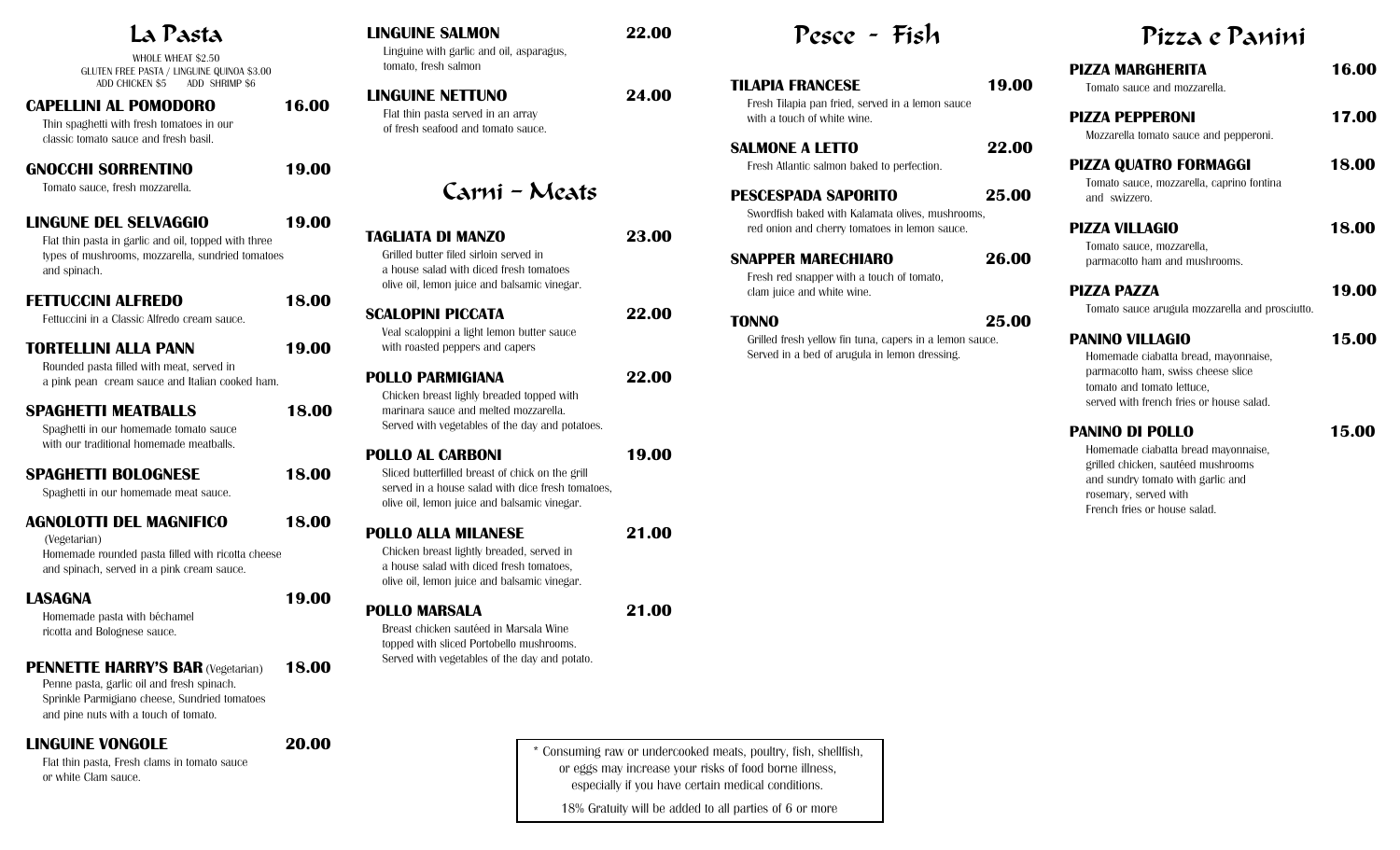# La Pasta

WHOLE WHEAT $2.50
GLUTEN FREE PASTA / LINGUINE QUINOA $3.00
ADD CHICKEN $5 ADD SHRIMP $6

**CAPELLINI AL POMODORO** 16.00
Thin spaghetti with fresh tomatoes in our classic tomato sauce and fresh basil.

**GNOCCHI SORRENTINO** 19.00
Tomato sauce, fresh mozzarella.

**LINGUNE DEL SELVAGGIO** 19.00
Flat thin pasta in garlic and oil, topped with three types of mushrooms, mozzarella, sundried tomatoes and spinach.

**FETTUCCINI ALFREDO** 18.00
Fettuccini in a Classic Alfredo cream sauce.

**TORTELLINI ALLA PANN** 19.00
Rounded pasta filled with meat, served in a pink pean cream sauce and Italian cooked ham.

**SPAGHETTI MEATBALLS** 18.00
Spaghetti in our homemade tomato sauce with our traditional homemade meatballs.

**SPAGHETTI BOLOGNESE** 18.00
Spaghetti in our homemade meat sauce.

**AGNOLOTTI DEL MAGNIFICO** 18.00
(Vegetarian)
Homemade rounded pasta filled with ricotta cheese and spinach, served in a pink cream sauce.

**LASAGNA** 19.00
Homemade pasta with béchamel ricotta and Bolognese sauce.

**PENNETTE HARRY'S BAR** (Vegetarian) 18.00
Penne pasta, garlic oil and fresh spinach. Sprinkle Parmigiano cheese, Sundried tomatoes and pine nuts with a touch of tomato.

**LINGUINE VONGOLE** 20.00
Flat thin pasta, Fresh clams in tomato sauce or white Clam sauce.

**LINGUINE SALMON** 22.00
Linguine with garlic and oil, asparagus, tomato, fresh salmon

**LINGUINE NETTUNO** 24.00
Flat thin pasta served in an array of fresh seafood and tomato sauce.

# Carni - Meats

**TAGLIATA DI MANZO** 23.00
Grilled butter filed sirloin served in a house salad with diced fresh tomatoes olive oil, lemon juice and balsamic vinegar.

**SCALOPINI PICCATA** 22.00
Veal scaloppini a light lemon butter sauce with roasted peppers and capers

**POLLO PARMIGIANA** 22.00
Chicken breast lighly breaded topped with marinara sauce and melted mozzarella. Served with vegetables of the day and potatoes.

**POLLO AL CARBONI** 19.00
Sliced butterfilled breast of chick on the grill served in a house salad with dice fresh tomatoes, olive oil, lemon juice and balsamic vinegar.

**POLLO ALLA MILANESE** 21.00
Chicken breast lightly breaded, served in a house salad with diced fresh tomatoes, olive oil, lemon juice and balsamic vinegar.

**POLLO MARSALA** 21.00
Breast chicken sautéed in Marsala Wine topped with sliced Portobello mushrooms. Served with vegetables of the day and potato.

# Pesce - Fish

**TILAPIA FRANCESE** 19.00
Fresh Tilapia pan fried, served in a lemon sauce with a touch of white wine.

**SALMONE A LETTO** 22.00
Fresh Atlantic salmon baked to perfection.

**PESCESPADA SAPORITO** 25.00
Swordfish baked with Kalamata olives, mushrooms, red onion and cherry tomatoes in lemon sauce.

**SNAPPER MARECHIARO** 26.00
Fresh red snapper with a touch of tomato, clam juice and white wine.

**TONNO** 25.00
Grilled fresh yellow fin tuna, capers in a lemon sauce. Served in a bed of arugula in lemon dressing.

# Pizza e Panini

**PIZZA MARGHERITA** 16.00
Tomato sauce and mozzarella.

**PIZZA PEPPERONI** 17.00
Mozzarella tomato sauce and pepperoni.

**PIZZA QUATRO FORMAGGI** 18.00
Tomato sauce, mozzarella, caprino fontina and swizzero.

**PIZZA VILLAGIO** 18.00
Tomato sauce, mozzarella, parmacotto ham and mushrooms.

**PIZZA PAZZA** 19.00
Tomato sauce arugula mozzarella and prosciutto.

**PANINO VILLAGIO** 15.00
Homemade ciabatta bread, mayonnaise, parmacotto ham, swiss cheese slice tomato and tomato lettuce, served with french fries or house salad.

**PANINO DI POLLO** 15.00
Homemade ciabatta bread mayonnaise, grilled chicken, sautéed mushrooms and sundry tomato with garlic and rosemary, served with French fries or house salad.

\* Consuming raw or undercooked meats, poultry, fish, shellfish, or eggs may increase your risks of food borne illness, especially if you have certain medical conditions.

18% Gratuity will be added to all parties of 6 or more